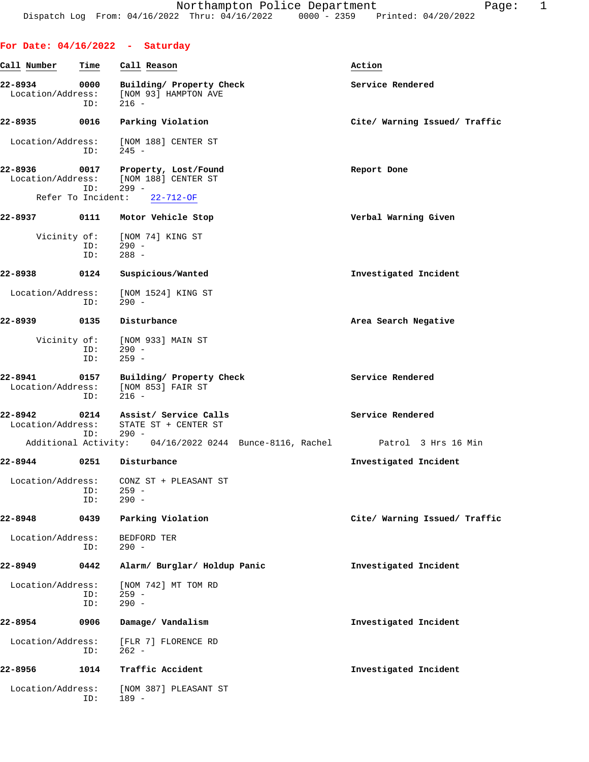Northampton Police Department
Dispatch Log From: 04/16/2022 Thru: 04/16/2022 0000 - 2359 Printed: 04/20/2022

**For Date: 04/16/2022 - Saturday**

| Call Number | Time | Call Reason | Action |
|---|---|---|---|
| 22-8934 | 0000 | Building/ Property Check | Service Rendered |

Location/Address: [NOM 93] HAMPTON AVE
ID: 216 -

| Call Number | Time | Call Reason | Action |
|---|---|---|---|
| 22-8935 | 0016 | Parking Violation | Cite/ Warning Issued/ Traffic |

Location/Address: [NOM 188] CENTER ST
ID: 245 -

| Call Number | Time | Call Reason | Action |
|---|---|---|---|
| 22-8936 | 0017 | Property, Lost/Found | Report Done |

Location/Address: [NOM 188] CENTER ST
ID: 299 -
Refer To Incident: 22-712-OF

| Call Number | Time | Call Reason | Action |
|---|---|---|---|
| 22-8937 | 0111 | Motor Vehicle Stop | Verbal Warning Given |

Vicinity of: [NOM 74] KING ST
ID: 290 -
ID: 288 -

| Call Number | Time | Call Reason | Action |
|---|---|---|---|
| 22-8938 | 0124 | Suspicious/Wanted | Investigated Incident |

Location/Address: [NOM 1524] KING ST
ID: 290 -

| Call Number | Time | Call Reason | Action |
|---|---|---|---|
| 22-8939 | 0135 | Disturbance | Area Search Negative |

Vicinity of: [NOM 933] MAIN ST
ID: 290 -
ID: 259 -

| Call Number | Time | Call Reason | Action |
|---|---|---|---|
| 22-8941 | 0157 | Building/ Property Check | Service Rendered |

Location/Address: [NOM 853] FAIR ST
ID: 216 -

| Call Number | Time | Call Reason | Action |
|---|---|---|---|
| 22-8942 | 0214 | Assist/ Service Calls | Service Rendered |

Location/Address: STATE ST + CENTER ST
ID: 290 -
Additional Activity: 04/16/2022 0244 Bunce-8116, Rachel Patrol 3 Hrs 16 Min

| Call Number | Time | Call Reason | Action |
|---|---|---|---|
| 22-8944 | 0251 | Disturbance | Investigated Incident |

Location/Address: CONZ ST + PLEASANT ST
ID: 259 -
ID: 290 -

| Call Number | Time | Call Reason | Action |
|---|---|---|---|
| 22-8948 | 0439 | Parking Violation | Cite/ Warning Issued/ Traffic |

Location/Address: BEDFORD TER
ID: 290 -

| Call Number | Time | Call Reason | Action |
|---|---|---|---|
| 22-8949 | 0442 | Alarm/ Burglar/ Holdup Panic | Investigated Incident |

Location/Address: [NOM 742] MT TOM RD
ID: 259 -
ID: 290 -

| Call Number | Time | Call Reason | Action |
|---|---|---|---|
| 22-8954 | 0906 | Damage/ Vandalism | Investigated Incident |

Location/Address: [FLR 7] FLORENCE RD
ID: 262 -

| Call Number | Time | Call Reason | Action |
|---|---|---|---|
| 22-8956 | 1014 | Traffic Accident | Investigated Incident |

Location/Address: [NOM 387] PLEASANT ST
ID: 189 -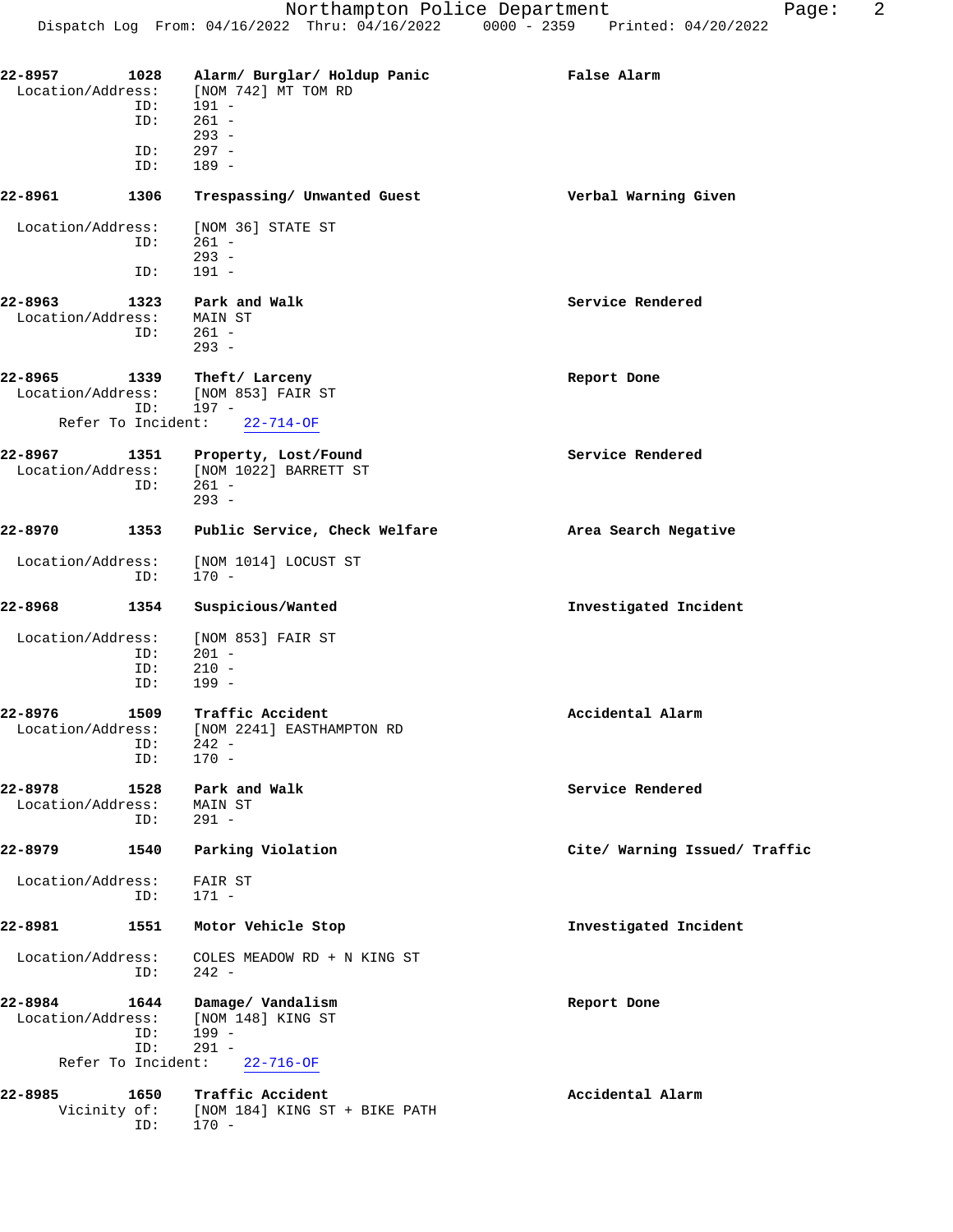22-8957 1028 Alarm/ Burglar/ Holdup Panic False Alarm
Location/Address: [NOM 742] MT TOM RD
ID: 191 -
ID: 261 -
293 -
ID: 297 -
ID: 189 -

22-8961 1306 Trespassing/ Unwanted Guest Verbal Warning Given
Location/Address: [NOM 36] STATE ST
ID: 261 -
293 -
ID: 191 -

22-8963 1323 Park and Walk Service Rendered
Location/Address: MAIN ST
ID: 261 -
293 -

22-8965 1339 Theft/ Larceny Report Done
Location/Address: [NOM 853] FAIR ST
ID: 197 -
Refer To Incident: 22-714-OF

22-8967 1351 Property, Lost/Found Service Rendered
Location/Address: [NOM 1022] BARRETT ST
ID: 261 -
293 -

22-8970 1353 Public Service, Check Welfare Area Search Negative
Location/Address: [NOM 1014] LOCUST ST
ID: 170 -

22-8968 1354 Suspicious/Wanted Investigated Incident
Location/Address: [NOM 853] FAIR ST
ID: 201 -
ID: 210 -
ID: 199 -

22-8976 1509 Traffic Accident Accidental Alarm
Location/Address: [NOM 2241] EASTHAMPTON RD
ID: 242 -
ID: 170 -

22-8978 1528 Park and Walk Service Rendered
Location/Address: MAIN ST
ID: 291 -

22-8979 1540 Parking Violation Cite/ Warning Issued/ Traffic
Location/Address: FAIR ST
ID: 171 -

22-8981 1551 Motor Vehicle Stop Investigated Incident
Location/Address: COLES MEADOW RD + N KING ST
ID: 242 -

22-8984 1644 Damage/ Vandalism Report Done
Location/Address: [NOM 148] KING ST
ID: 199 -
ID: 291 -
Refer To Incident: 22-716-OF

22-8985 1650 Traffic Accident Accidental Alarm
Vicinity of: [NOM 184] KING ST + BIKE PATH
ID: 170 -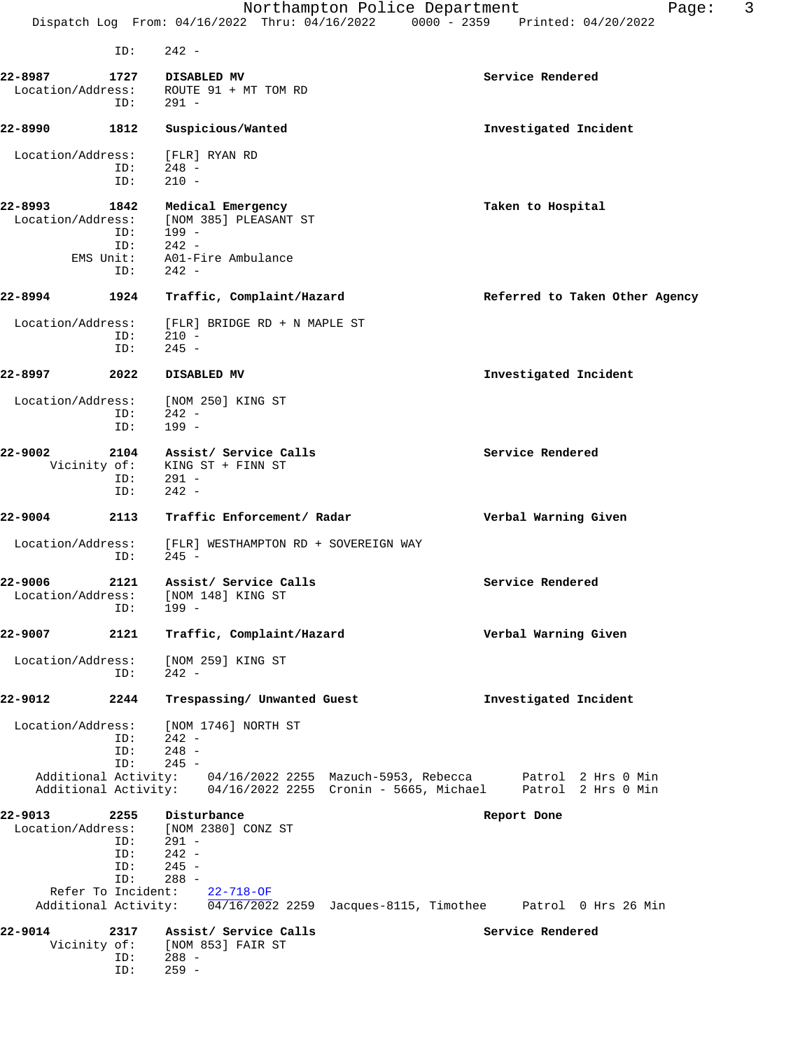ID: 242 -

**22-8987 1727 DISABLED MV** — **Service Rendered**
Location/Address: ROUTE 91 + MT TOM RD
ID: 291 -

**22-8990 1812 Suspicious/Wanted** — **Investigated Incident**
Location/Address: [FLR] RYAN RD
ID: 248 -
ID: 210 -

**22-8993 1842 Medical Emergency** — **Taken to Hospital**
Location/Address: [NOM 385] PLEASANT ST
ID: 199 -
ID: 242 -
EMS Unit: A01-Fire Ambulance
ID: 242 -

**22-8994 1924 Traffic, Complaint/Hazard** — **Referred to Taken Other Agency**
Location/Address: [FLR] BRIDGE RD + N MAPLE ST
ID: 210 -
ID: 245 -

**22-8997 2022 DISABLED MV** — **Investigated Incident**
Location/Address: [NOM 250] KING ST
ID: 242 -
ID: 199 -

**22-9002 2104 Assist/ Service Calls** — **Service Rendered**
Vicinity of: KING ST + FINN ST
ID: 291 -
ID: 242 -

**22-9004 2113 Traffic Enforcement/ Radar** — **Verbal Warning Given**
Location/Address: [FLR] WESTHAMPTON RD + SOVEREIGN WAY
ID: 245 -

**22-9006 2121 Assist/ Service Calls** — **Service Rendered**
Location/Address: [NOM 148] KING ST
ID: 199 -

**22-9007 2121 Traffic, Complaint/Hazard** — **Verbal Warning Given**
Location/Address: [NOM 259] KING ST
ID: 242 -

**22-9012 2244 Trespassing/ Unwanted Guest** — **Investigated Incident**
Location/Address: [NOM 1746] NORTH ST
ID: 242 -
ID: 248 -
ID: 245 -
Additional Activity: 04/16/2022 2255 Mazuch-5953, Rebecca Patrol 2 Hrs 0 Min
Additional Activity: 04/16/2022 2255 Cronin - 5665, Michael Patrol 2 Hrs 0 Min

**22-9013 2255 Disturbance** — **Report Done**
Location/Address: [NOM 2380] CONZ ST
ID: 291 -
ID: 242 -
ID: 245 -
ID: 288 -
Refer To Incident: 22-718-OF
Additional Activity: 04/16/2022 2259 Jacques-8115, Timothee Patrol 0 Hrs 26 Min

**22-9014 2317 Assist/ Service Calls** — **Service Rendered**
Vicinity of: [NOM 853] FAIR ST
ID: 288 -
ID: 259 -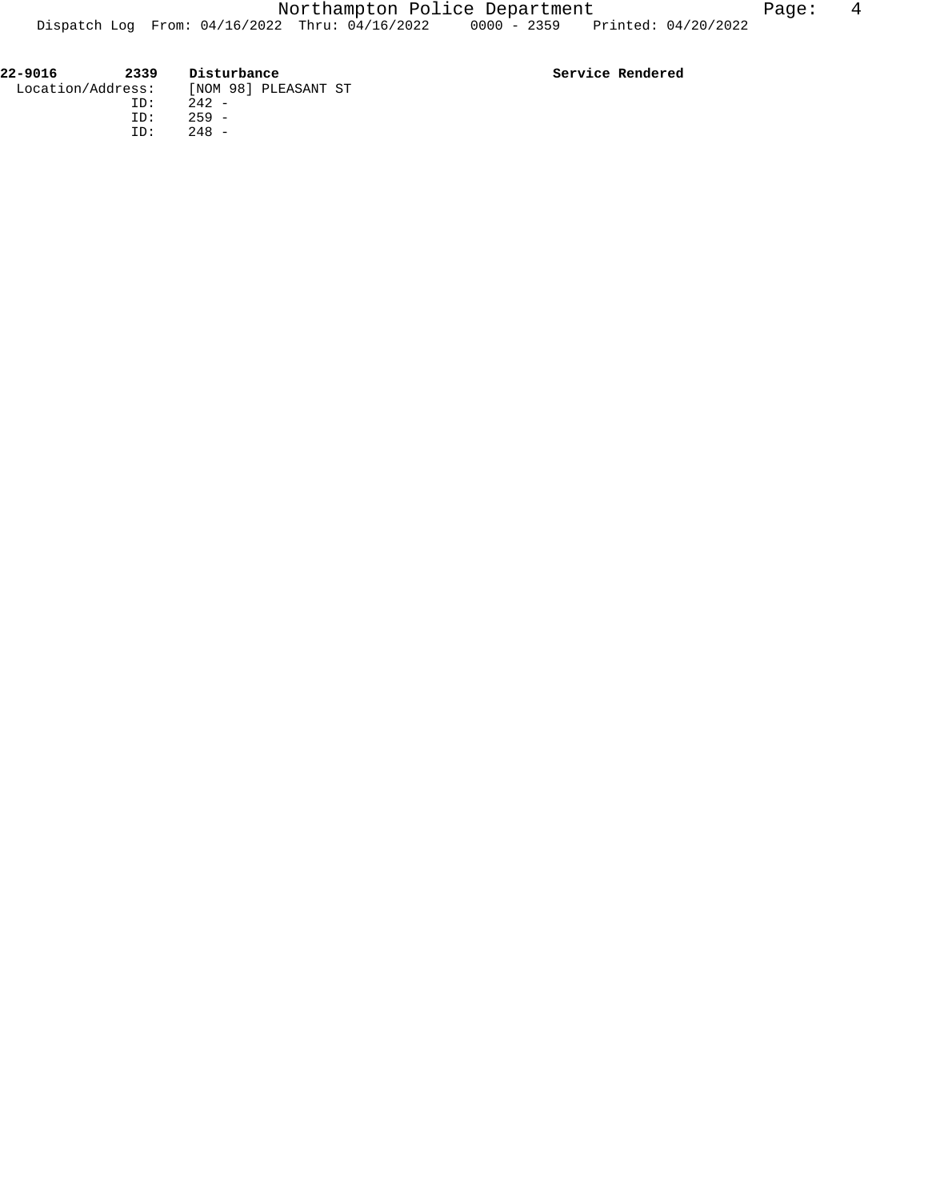**22-9016 2339 Disturbance** **Service Rendered**

Location/Address: [NOM 98] PLEASANT ST

ID: 242 -

ID: 259 -

ID: 248 -